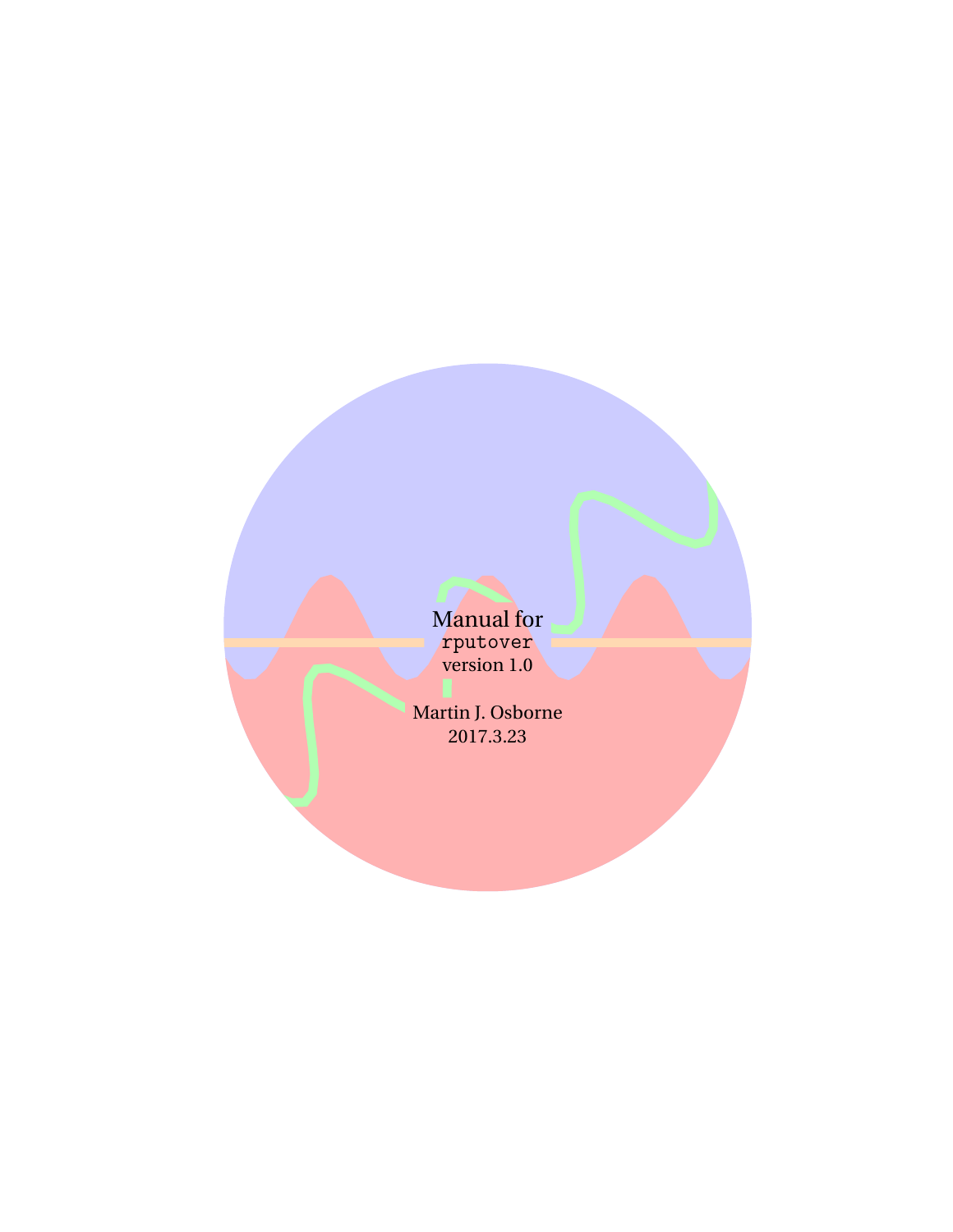# Manual for `rputover` version 1.0

Martin J. Osborne

2017.3.23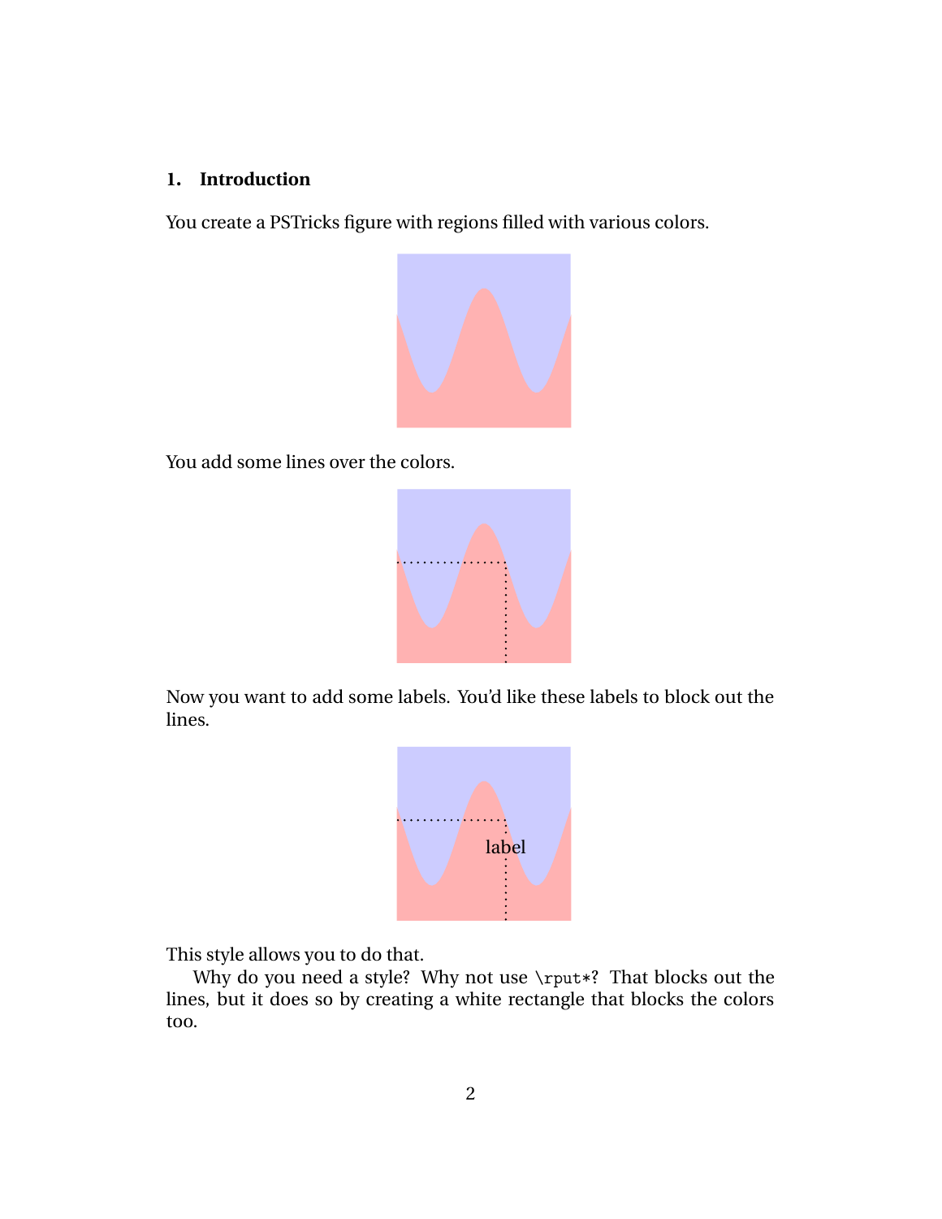## 1. Introduction

You create a PSTricks figure with regions filled with various colors.

You add some lines over the colors.

Now you want to add some labels. You'd like these labels to block out the lines.

This style allows you to do that.

Why do you need a style? Why not use `\rput*`? That blocks out the lines, but it does so by creating a white rectangle that blocks the colors too.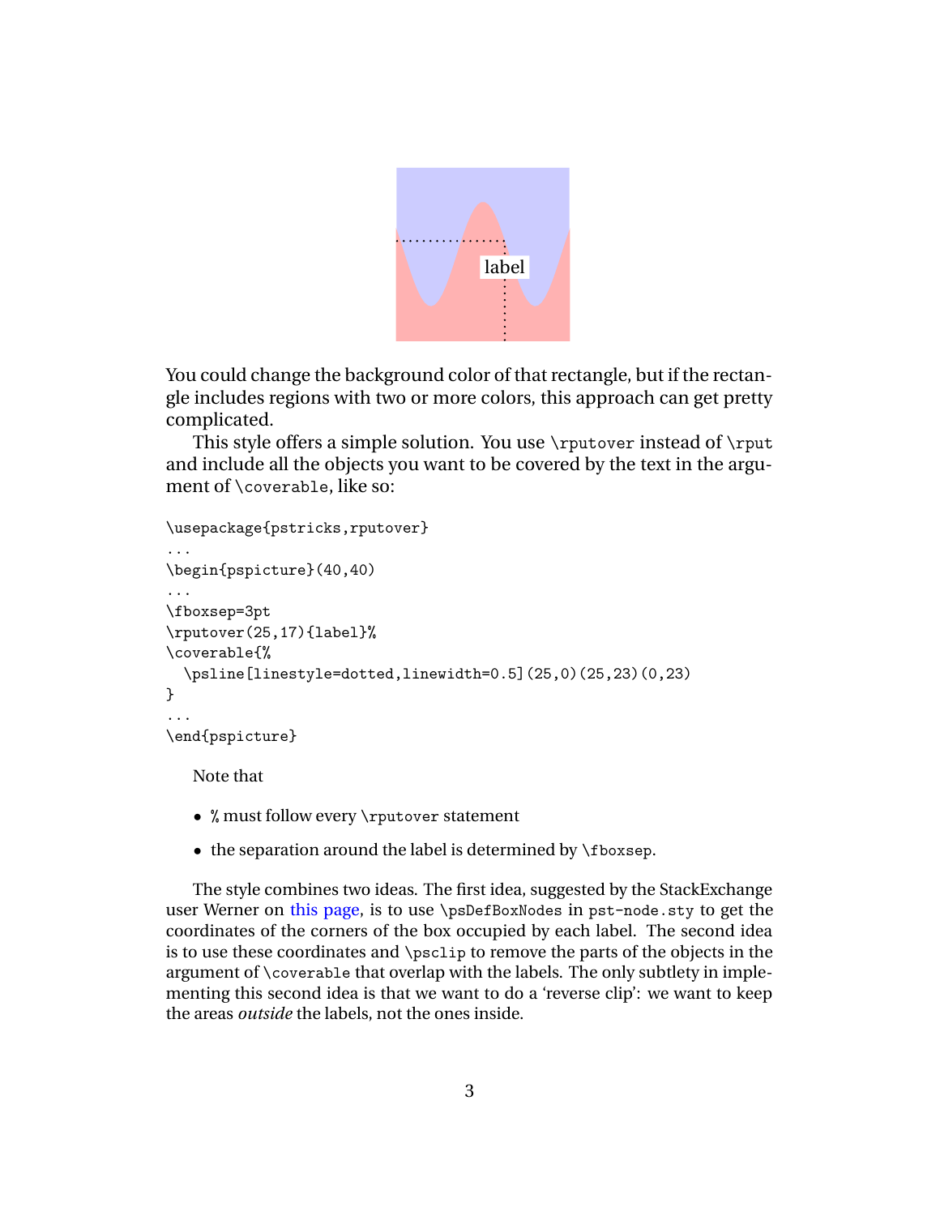You could change the background color of that rectangle, but if the rectangle includes regions with two or more colors, this approach can get pretty complicated.

This style offers a simple solution. You use `\rputover` instead of `\rput` and include all the objects you want to be covered by the text in the argument of `\coverable`, like so:

```
\usepackage{pstricks,rputover}
...
\begin{pspicture}(40,40)
...
\fboxsep=3pt
\rputover(25,17){label}%
\coverable{%
  \psline[linestyle=dotted,linewidth=0.5](25,0)(25,23)(0,23)
}
...
\end{pspicture}
```

Note that

- `%` must follow every `\rputover` statement
- the separation around the label is determined by `\fboxsep`.

The style combines two ideas. The first idea, suggested by the StackExchange user Werner on this page, is to use `\psDefBoxNodes` in `pst-node.sty` to get the coordinates of the corners of the box occupied by each label. The second idea is to use these coordinates and `\psclip` to remove the parts of the objects in the argument of `\coverable` that overlap with the labels. The only subtlety in implementing this second idea is that we want to do a 'reverse clip': we want to keep the areas *outside* the labels, not the ones inside.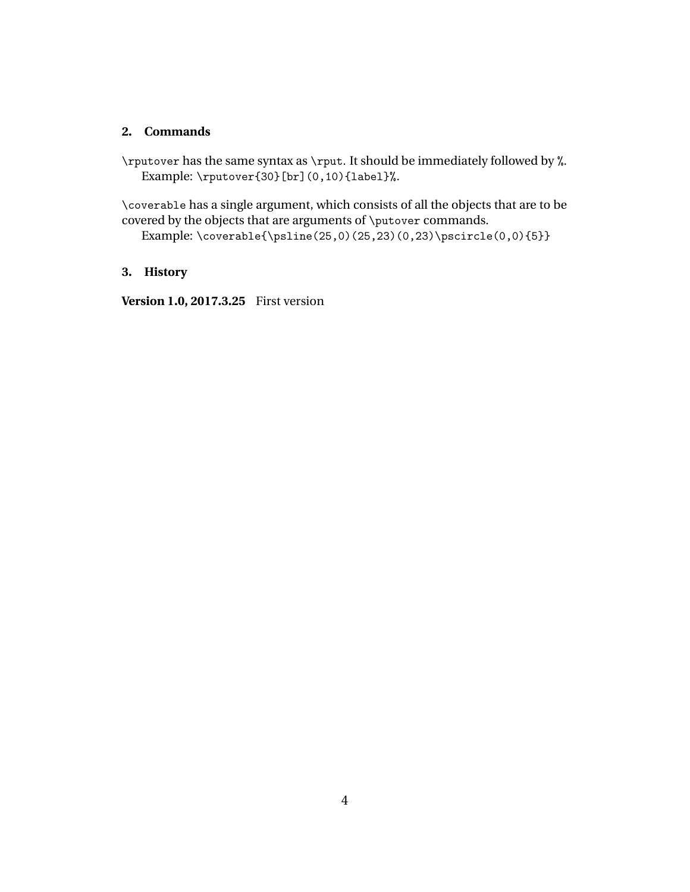## 2. Commands

`\rputover` has the same syntax as `\rput`. It should be immediately followed by `%`.
Example: `\rputover{30}[br](0,10){label}%`.

`\coverable` has a single argument, which consists of all the objects that are to be covered by the objects that are arguments of `\putover` commands.
Example: `\coverable{\psline(25,0)(25,23)(0,23)\pscircle(0,0){5}}`

## 3. History

**Version 1.0, 2017.3.25** First version